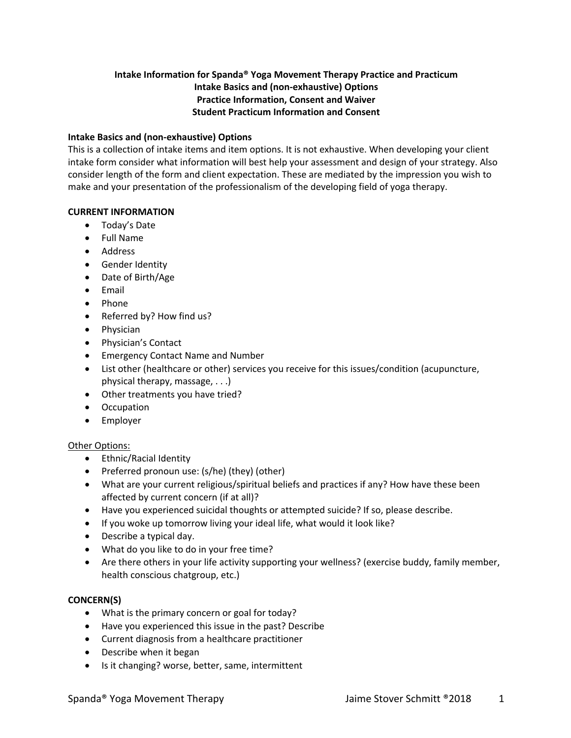**Intake Information for Spanda® Yoga Movement Therapy Practice and Practicum**
**Intake Basics and (non-exhaustive) Options**
**Practice Information, Consent and Waiver**
**Student Practicum Information and Consent**

**Intake Basics and (non-exhaustive) Options**

This is a collection of intake items and item options. It is not exhaustive. When developing your client intake form consider what information will best help your assessment and design of your strategy. Also consider length of the form and client expectation. These are mediated by the impression you wish to make and your presentation of the professionalism of the developing field of yoga therapy.

**CURRENT INFORMATION**

- Today's Date
- Full Name
- Address
- Gender Identity
- Date of Birth/Age
- Email
- Phone
- Referred by? How find us?
- Physician
- Physician's Contact
- Emergency Contact Name and Number
- List other (healthcare or other) services you receive for this issues/condition (acupuncture, physical therapy, massage, . . .)
- Other treatments you have tried?
- Occupation
- Employer

Other Options:

- Ethnic/Racial Identity
- Preferred pronoun use: (s/he) (they) (other)
- What are your current religious/spiritual beliefs and practices if any? How have these been affected by current concern (if at all)?
- Have you experienced suicidal thoughts or attempted suicide? If so, please describe.
- If you woke up tomorrow living your ideal life, what would it look like?
- Describe a typical day.
- What do you like to do in your free time?
- Are there others in your life activity supporting your wellness? (exercise buddy, family member, health conscious chatgroup, etc.)

**CONCERN(S)**

- What is the primary concern or goal for today?
- Have you experienced this issue in the past? Describe
- Current diagnosis from a healthcare practitioner
- Describe when it began
- Is it changing? worse, better, same, intermittent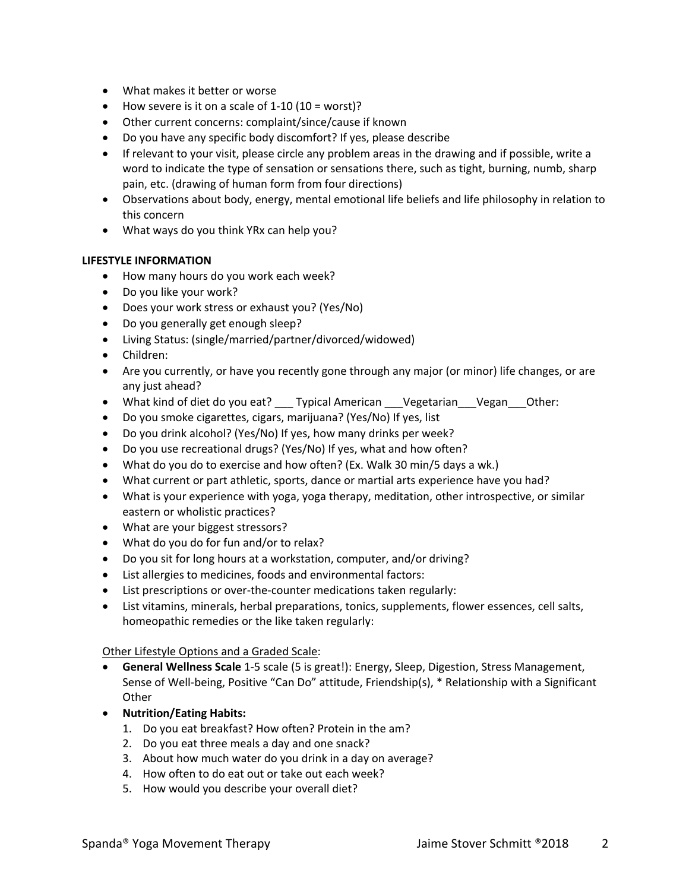- What makes it better or worse
- How severe is it on a scale of 1-10 (10 = worst)?
- Other current concerns: complaint/since/cause if known
- Do you have any specific body discomfort? If yes, please describe
- If relevant to your visit, please circle any problem areas in the drawing and if possible, write a word to indicate the type of sensation or sensations there, such as tight, burning, numb, sharp pain, etc. (drawing of human form from four directions)
- Observations about body, energy, mental emotional life beliefs and life philosophy in relation to this concern
- What ways do you think YRx can help you?

**LIFESTYLE INFORMATION**

- How many hours do you work each week?
- Do you like your work?
- Does your work stress or exhaust you? (Yes/No)
- Do you generally get enough sleep?
- Living Status: (single/married/partner/divorced/widowed)
- Children:
- Are you currently, or have you recently gone through any major (or minor) life changes, or are any just ahead?
- What kind of diet do you eat? ___ Typical American ___Vegetarian___Vegan___Other:
- Do you smoke cigarettes, cigars, marijuana? (Yes/No) If yes, list
- Do you drink alcohol? (Yes/No) If yes, how many drinks per week?
- Do you use recreational drugs? (Yes/No) If yes, what and how often?
- What do you do to exercise and how often? (Ex. Walk 30 min/5 days a wk.)
- What current or part athletic, sports, dance or martial arts experience have you had?
- What is your experience with yoga, yoga therapy, meditation, other introspective, or similar eastern or wholistic practices?
- What are your biggest stressors?
- What do you do for fun and/or to relax?
- Do you sit for long hours at a workstation, computer, and/or driving?
- List allergies to medicines, foods and environmental factors:
- List prescriptions or over-the-counter medications taken regularly:
- List vitamins, minerals, herbal preparations, tonics, supplements, flower essences, cell salts, homeopathic remedies or the like taken regularly:

<u>Other Lifestyle Options and a Graded Scale</u>:

- **General Wellness Scale** 1-5 scale (5 is great!): Energy, Sleep, Digestion, Stress Management, Sense of Well-being, Positive "Can Do" attitude, Friendship(s), * Relationship with a Significant Other
- **Nutrition/Eating Habits:**
  1. Do you eat breakfast? How often? Protein in the am?
  2. Do you eat three meals a day and one snack?
  3. About how much water do you drink in a day on average?
  4. How often to do eat out or take out each week?
  5. How would you describe your overall diet?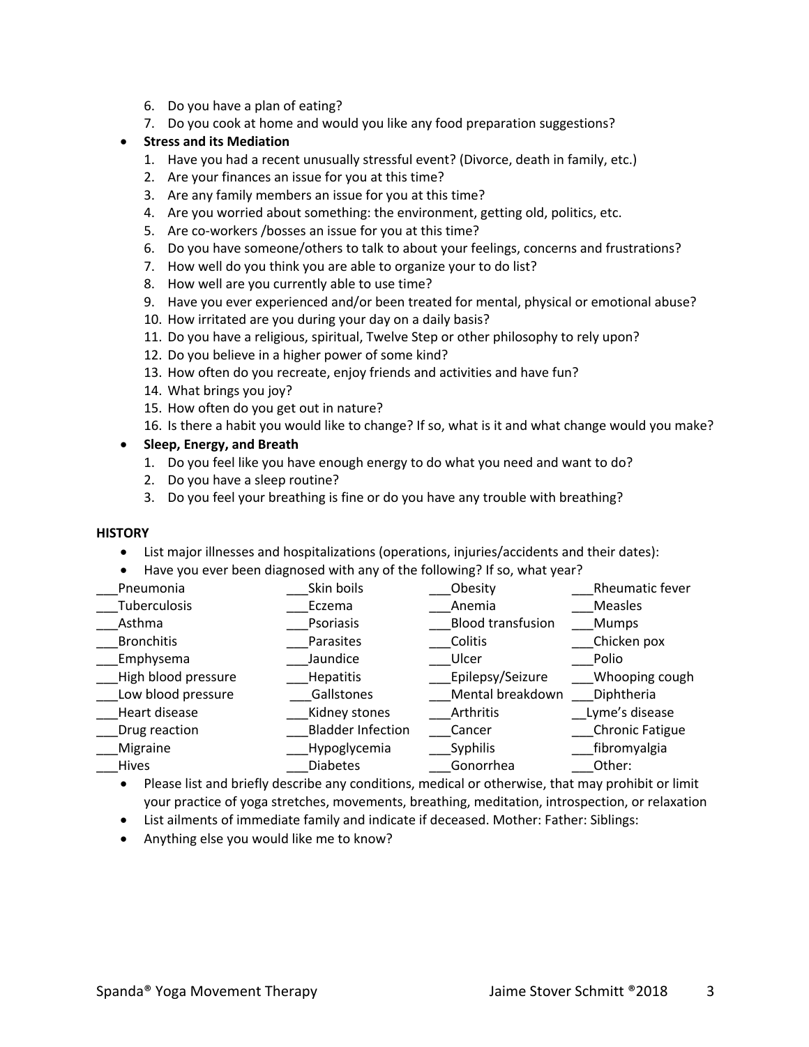6. Do you have a plan of eating?
7. Do you cook at home and would you like any food preparation suggestions?

- **Stress and its Mediation**
  1. Have you had a recent unusually stressful event? (Divorce, death in family, etc.)
  2. Are your finances an issue for you at this time?
  3. Are any family members an issue for you at this time?
  4. Are you worried about something: the environment, getting old, politics, etc.
  5. Are co-workers /bosses an issue for you at this time?
  6. Do you have someone/others to talk to about your feelings, concerns and frustrations?
  7. How well do you think you are able to organize your to do list?
  8. How well are you currently able to use time?
  9. Have you ever experienced and/or been treated for mental, physical or emotional abuse?
  10. How irritated are you during your day on a daily basis?
  11. Do you have a religious, spiritual, Twelve Step or other philosophy to rely upon?
  12. Do you believe in a higher power of some kind?
  13. How often do you recreate, enjoy friends and activities and have fun?
  14. What brings you joy?
  15. How often do you get out in nature?
  16. Is there a habit you would like to change? If so, what is it and what change would you make?
- **Sleep, Energy, and Breath**
  1. Do you feel like you have enough energy to do what you need and want to do?
  2. Do you have a sleep routine?
  3. Do you feel your breathing is fine or do you have any trouble with breathing?

**HISTORY**

- List major illnesses and hospitalizations (operations, injuries/accidents and their dates):
- Have you ever been diagnosed with any of the following? If so, what year?

| | | | |
|---|---|---|---|
| ___Pneumonia | ___Skin boils | ___Obesity | ___Rheumatic fever |
| ___Tuberculosis | ___Eczema | ___Anemia | ___Measles |
| ___Asthma | ___Psoriasis | ___Blood transfusion | ___Mumps |
| ___Bronchitis | ___Parasites | ___Colitis | ___Chicken pox |
| ___Emphysema | ___Jaundice | ___Ulcer | ___Polio |
| ___High blood pressure | ___Hepatitis | ___Epilepsy/Seizure | ___Whooping cough |
| ___Low blood pressure | ___Gallstones | ___Mental breakdown | ___Diphtheria |
| ___Heart disease | ___Kidney stones | ___Arthritis | __Lyme's disease |
| ___Drug reaction | ___Bladder Infection | ___Cancer | ___Chronic Fatigue |
| ___Migraine | ___Hypoglycemia | ___Syphilis | ___fibromyalgia |
| ___Hives | ___Diabetes | ___Gonorrhea | ___Other: |

- Please list and briefly describe any conditions, medical or otherwise, that may prohibit or limit your practice of yoga stretches, movements, breathing, meditation, introspection, or relaxation
- List ailments of immediate family and indicate if deceased. Mother: Father: Siblings:
- Anything else you would like me to know?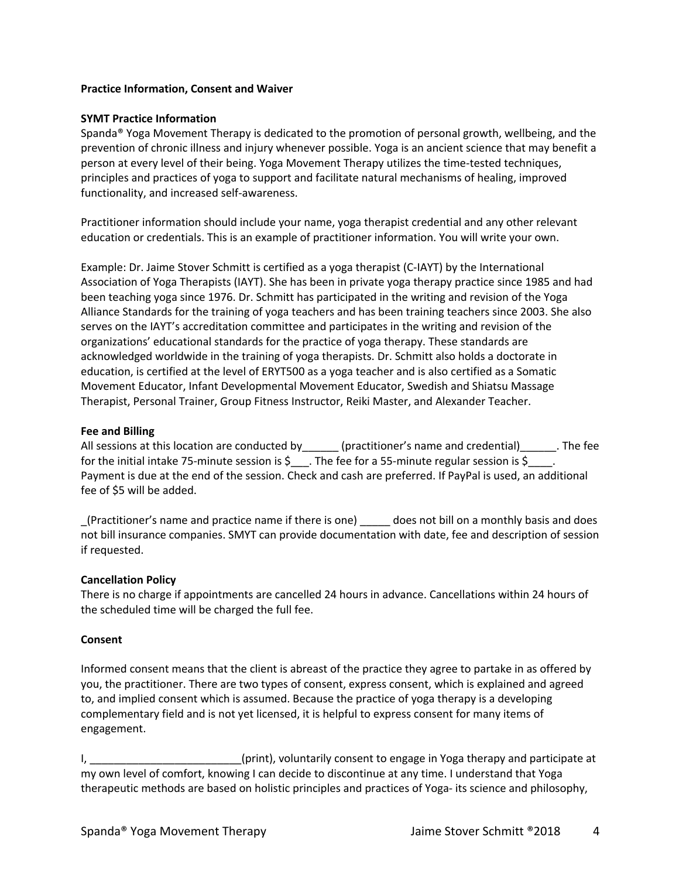**Practice Information, Consent and Waiver**

**SYMT Practice Information**

Spanda® Yoga Movement Therapy is dedicated to the promotion of personal growth, wellbeing, and the prevention of chronic illness and injury whenever possible. Yoga is an ancient science that may benefit a person at every level of their being. Yoga Movement Therapy utilizes the time-tested techniques, principles and practices of yoga to support and facilitate natural mechanisms of healing, improved functionality, and increased self-awareness.

Practitioner information should include your name, yoga therapist credential and any other relevant education or credentials. This is an example of practitioner information. You will write your own.

Example: Dr. Jaime Stover Schmitt is certified as a yoga therapist (C-IAYT) by the International Association of Yoga Therapists (IAYT). She has been in private yoga therapy practice since 1985 and had been teaching yoga since 1976. Dr. Schmitt has participated in the writing and revision of the Yoga Alliance Standards for the training of yoga teachers and has been training teachers since 2003. She also serves on the IAYT's accreditation committee and participates in the writing and revision of the organizations' educational standards for the practice of yoga therapy. These standards are acknowledged worldwide in the training of yoga therapists. Dr. Schmitt also holds a doctorate in education, is certified at the level of ERYT500 as a yoga teacher and is also certified as a Somatic Movement Educator, Infant Developmental Movement Educator, Swedish and Shiatsu Massage Therapist, Personal Trainer, Group Fitness Instructor, Reiki Master, and Alexander Teacher.

**Fee and Billing**

All sessions at this location are conducted by______ (practitioner's name and credential)______. The fee for the initial intake 75-minute session is $___. The fee for a 55-minute regular session is $____. Payment is due at the end of the session. Check and cash are preferred. If PayPal is used, an additional fee of $5 will be added.

_(Practitioner's name and practice name if there is one) _____ does not bill on a monthly basis and does not bill insurance companies. SMYT can provide documentation with date, fee and description of session if requested.

**Cancellation Policy**

There is no charge if appointments are cancelled 24 hours in advance. Cancellations within 24 hours of the scheduled time will be charged the full fee.

**Consent**

Informed consent means that the client is abreast of the practice they agree to partake in as offered by you, the practitioner. There are two types of consent, express consent, which is explained and agreed to, and implied consent which is assumed. Because the practice of yoga therapy is a developing complementary field and is not yet licensed, it is helpful to express consent for many items of engagement.

I, _________________________(print), voluntarily consent to engage in Yoga therapy and participate at my own level of comfort, knowing I can decide to discontinue at any time. I understand that Yoga therapeutic methods are based on holistic principles and practices of Yoga- its science and philosophy,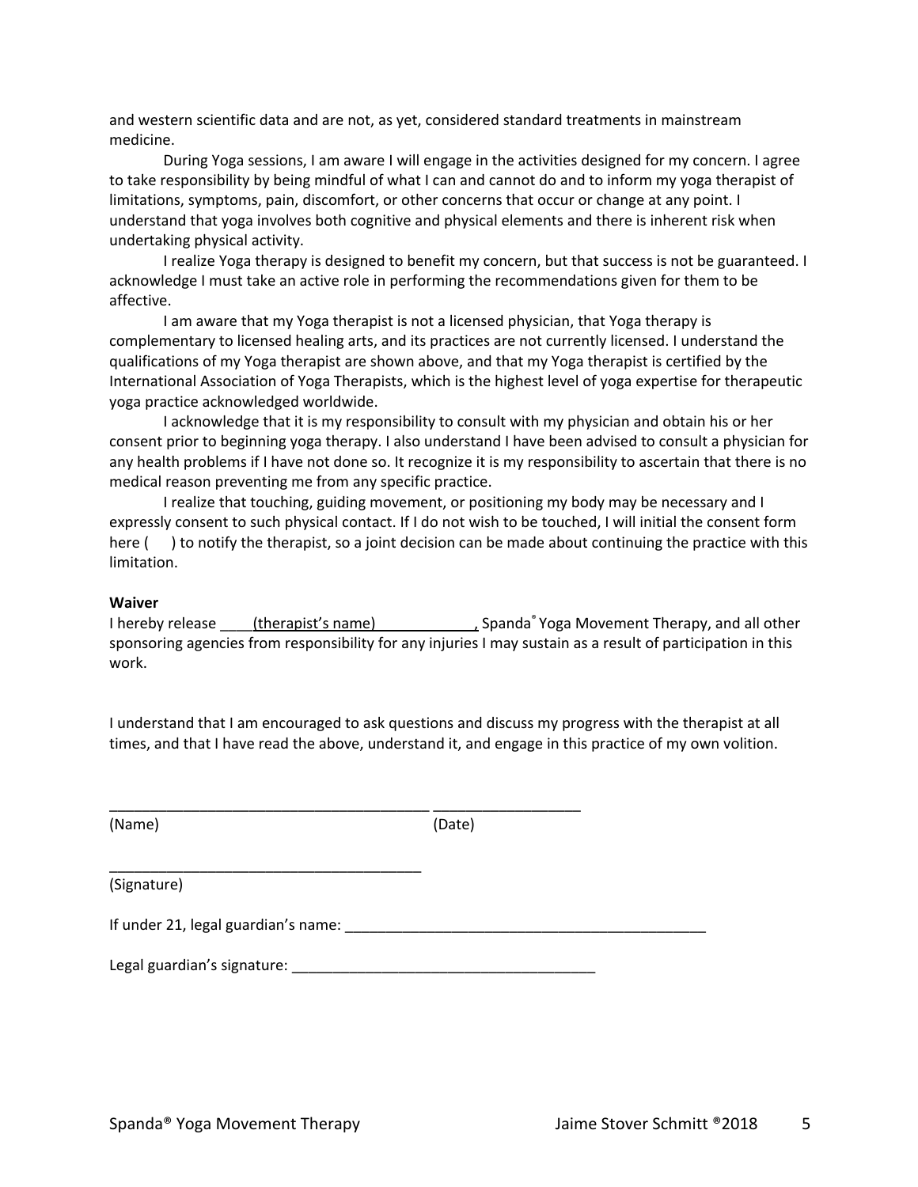and western scientific data and are not, as yet, considered standard treatments in mainstream medicine.

During Yoga sessions, I am aware I will engage in the activities designed for my concern. I agree to take responsibility by being mindful of what I can and cannot do and to inform my yoga therapist of limitations, symptoms, pain, discomfort, or other concerns that occur or change at any point. I understand that yoga involves both cognitive and physical elements and there is inherent risk when undertaking physical activity.

I realize Yoga therapy is designed to benefit my concern, but that success is not be guaranteed. I acknowledge I must take an active role in performing the recommendations given for them to be affective.

I am aware that my Yoga therapist is not a licensed physician, that Yoga therapy is complementary to licensed healing arts, and its practices are not currently licensed. I understand the qualifications of my Yoga therapist are shown above, and that my Yoga therapist is certified by the International Association of Yoga Therapists, which is the highest level of yoga expertise for therapeutic yoga practice acknowledged worldwide.

I acknowledge that it is my responsibility to consult with my physician and obtain his or her consent prior to beginning yoga therapy. I also understand I have been advised to consult a physician for any health problems if I have not done so. It recognize it is my responsibility to ascertain that there is no medical reason preventing me from any specific practice.

I realize that touching, guiding movement, or positioning my body may be necessary and I expressly consent to such physical contact. If I do not wish to be touched, I will initial the consent form here (     ) to notify the therapist, so a joint decision can be made about continuing the practice with this limitation.

**Waiver**

I hereby release ____(therapist's name)____________, Spanda® Yoga Movement Therapy, and all other sponsoring agencies from responsibility for any injuries I may sustain as a result of participation in this work.

I understand that I am encouraged to ask questions and discuss my progress with the therapist at all times, and that I have read the above, understand it, and engage in this practice of my own volition.

_______________________________________ __________________

(Name) (Date)

_______________________________________

(Signature)

If under 21, legal guardian's name: ______________________________________________

Legal guardian's signature: ______________________________________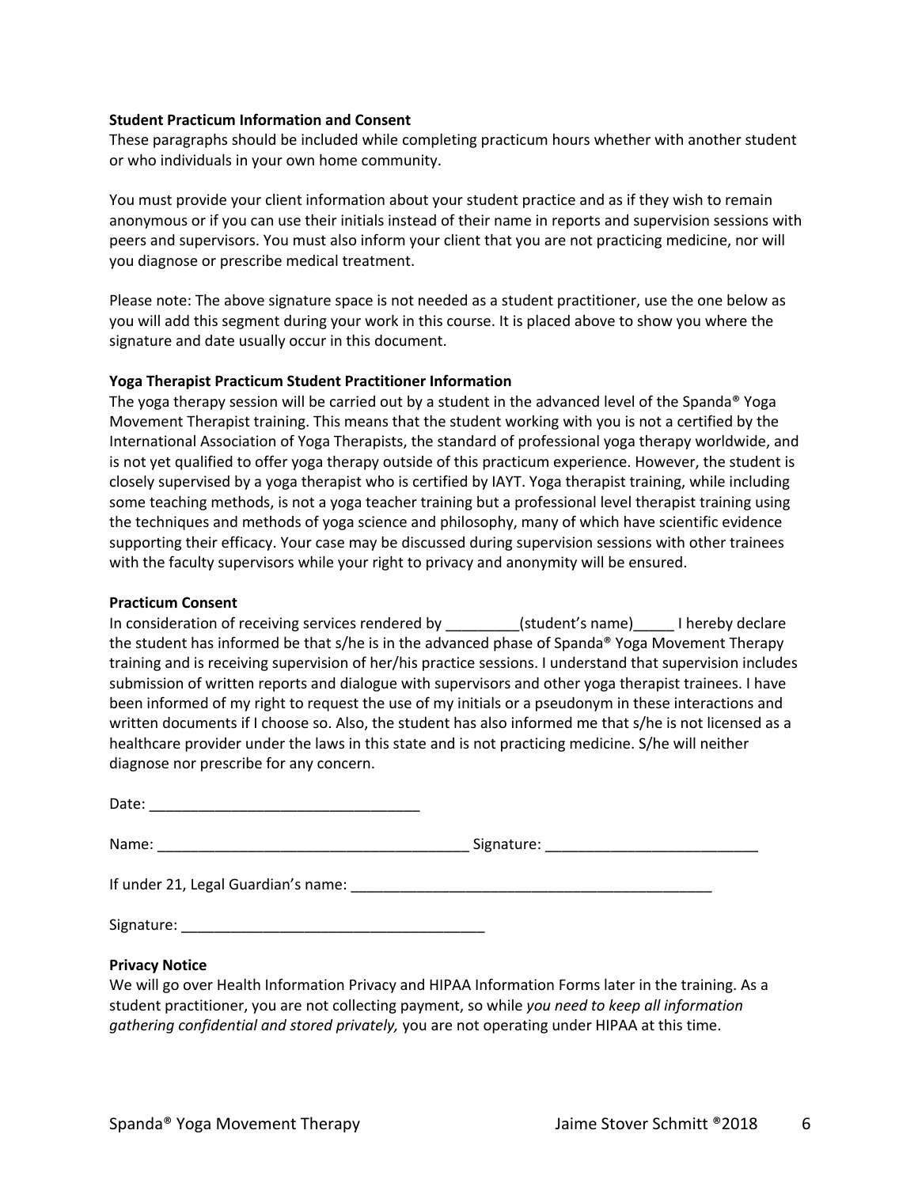**Student Practicum Information and Consent**

These paragraphs should be included while completing practicum hours whether with another student or who individuals in your own home community.

You must provide your client information about your student practice and as if they wish to remain anonymous or if you can use their initials instead of their name in reports and supervision sessions with peers and supervisors. You must also inform your client that you are not practicing medicine, nor will you diagnose or prescribe medical treatment.

Please note: The above signature space is not needed as a student practitioner, use the one below as you will add this segment during your work in this course. It is placed above to show you where the signature and date usually occur in this document.

**Yoga Therapist Practicum Student Practitioner Information**

The yoga therapy session will be carried out by a student in the advanced level of the Spanda® Yoga Movement Therapist training. This means that the student working with you is not a certified by the International Association of Yoga Therapists, the standard of professional yoga therapy worldwide, and is not yet qualified to offer yoga therapy outside of this practicum experience. However, the student is closely supervised by a yoga therapist who is certified by IAYT. Yoga therapist training, while including some teaching methods, is not a yoga teacher training but a professional level therapist training using the techniques and methods of yoga science and philosophy, many of which have scientific evidence supporting their efficacy. Your case may be discussed during supervision sessions with other trainees with the faculty supervisors while your right to privacy and anonymity will be ensured.

**Practicum Consent**

In consideration of receiving services rendered by _________(student's name)_____ I hereby declare the student has informed be that s/he is in the advanced phase of Spanda® Yoga Movement Therapy training and is receiving supervision of her/his practice sessions. I understand that supervision includes submission of written reports and dialogue with supervisors and other yoga therapist trainees. I have been informed of my right to request the use of my initials or a pseudonym in these interactions and written documents if I choose so. Also, the student has also informed me that s/he is not licensed as a healthcare provider under the laws in this state and is not practicing medicine. S/he will neither diagnose nor prescribe for any concern.

Date: _________________________________

Name: ______________________________________ Signature: _________________________

If under 21, Legal Guardian's name: _____________________________________________

Signature: _____________________________________

**Privacy Notice**

We will go over Health Information Privacy and HIPAA Information Forms later in the training. As a student practitioner, you are not collecting payment, so while *you need to keep all information gathering confidential and stored privately,* you are not operating under HIPAA at this time.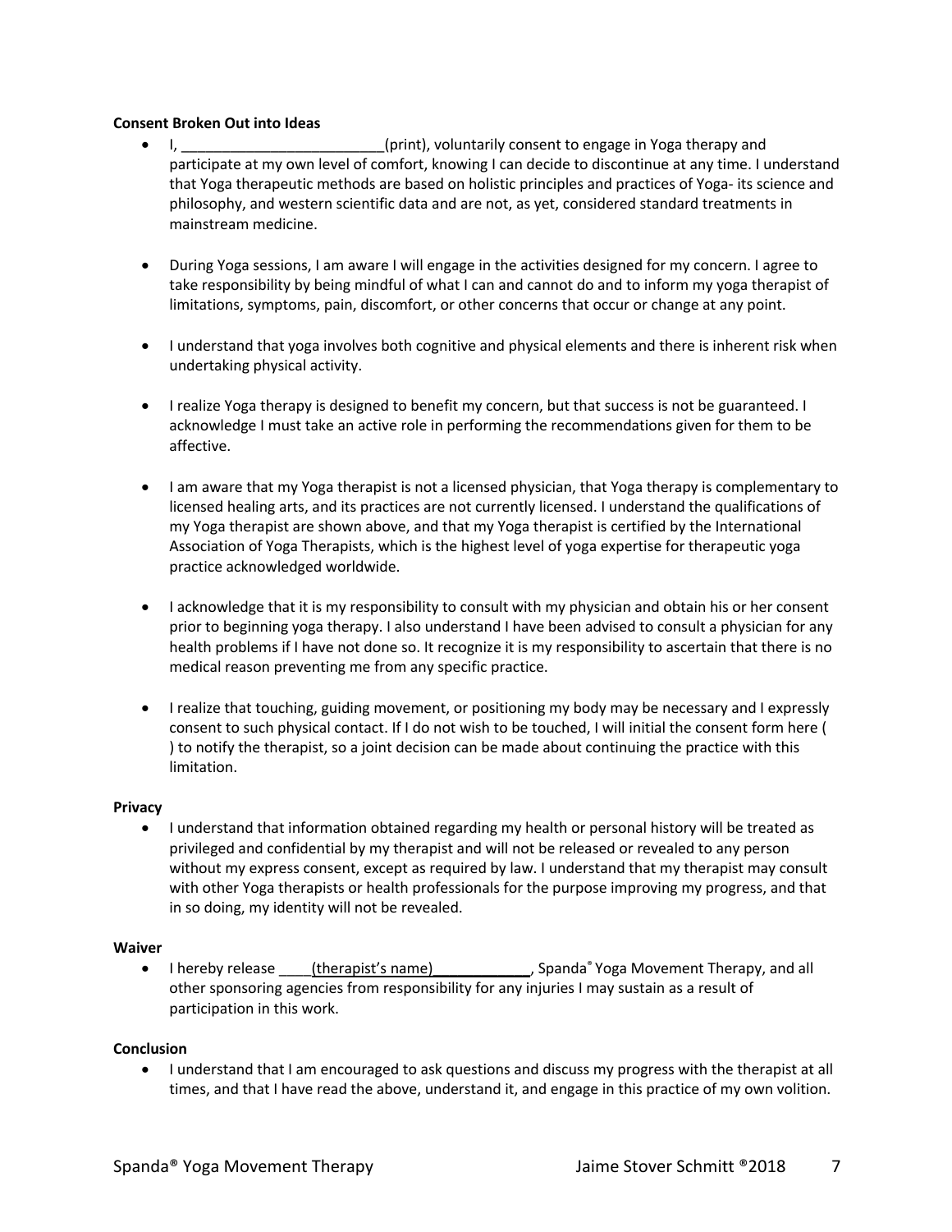**Consent Broken Out into Ideas**

- I, _________________________(print), voluntarily consent to engage in Yoga therapy and participate at my own level of comfort, knowing I can decide to discontinue at any time. I understand that Yoga therapeutic methods are based on holistic principles and practices of Yoga- its science and philosophy, and western scientific data and are not, as yet, considered standard treatments in mainstream medicine.

- During Yoga sessions, I am aware I will engage in the activities designed for my concern. I agree to take responsibility by being mindful of what I can and cannot do and to inform my yoga therapist of limitations, symptoms, pain, discomfort, or other concerns that occur or change at any point.

- I understand that yoga involves both cognitive and physical elements and there is inherent risk when undertaking physical activity.

- I realize Yoga therapy is designed to benefit my concern, but that success is not be guaranteed. I acknowledge I must take an active role in performing the recommendations given for them to be affective.

- I am aware that my Yoga therapist is not a licensed physician, that Yoga therapy is complementary to licensed healing arts, and its practices are not currently licensed. I understand the qualifications of my Yoga therapist are shown above, and that my Yoga therapist is certified by the International Association of Yoga Therapists, which is the highest level of yoga expertise for therapeutic yoga practice acknowledged worldwide.

- I acknowledge that it is my responsibility to consult with my physician and obtain his or her consent prior to beginning yoga therapy. I also understand I have been advised to consult a physician for any health problems if I have not done so. It recognize it is my responsibility to ascertain that there is no medical reason preventing me from any specific practice.

- I realize that touching, guiding movement, or positioning my body may be necessary and I expressly consent to such physical contact. If I do not wish to be touched, I will initial the consent form here ( ) to notify the therapist, so a joint decision can be made about continuing the practice with this limitation.

**Privacy**

- I understand that information obtained regarding my health or personal history will be treated as privileged and confidential by my therapist and will not be released or revealed to any person without my express consent, except as required by law. I understand that my therapist may consult with other Yoga therapists or health professionals for the purpose improving my progress, and that in so doing, my identity will not be revealed.

**Waiver**

- I hereby release ____(therapist's name)____________, Spanda® Yoga Movement Therapy, and all other sponsoring agencies from responsibility for any injuries I may sustain as a result of participation in this work.

**Conclusion**

- I understand that I am encouraged to ask questions and discuss my progress with the therapist at all times, and that I have read the above, understand it, and engage in this practice of my own volition.